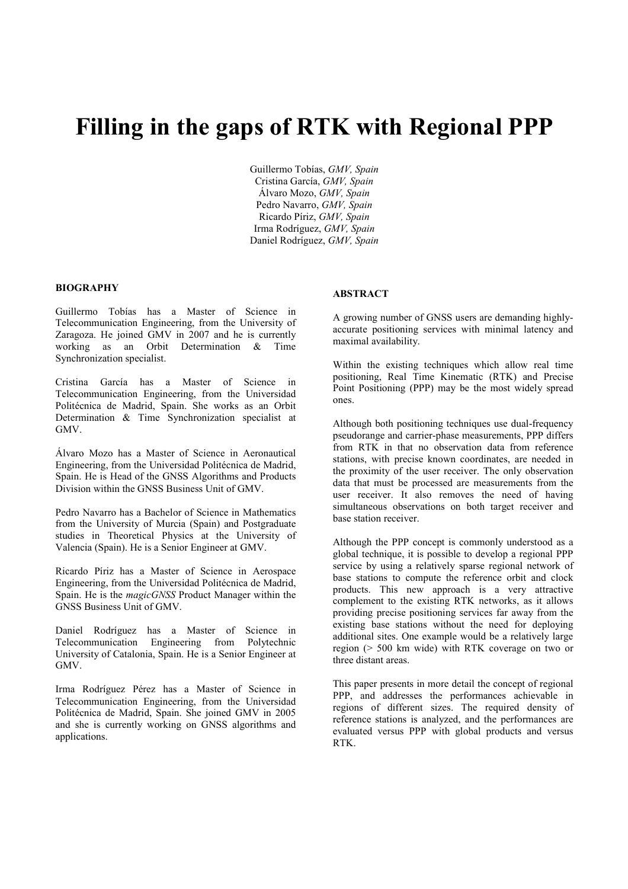# Filling in the gaps of RTK with Regional PPP

Guillermo Tobías, *GMV, Spain*
Cristina García, *GMV, Spain*
Álvaro Mozo, *GMV, Spain*
Pedro Navarro, *GMV, Spain*
Ricardo Píriz, *GMV, Spain*
Irma Rodríguez, *GMV, Spain*
Daniel Rodríguez, *GMV, Spain*

## BIOGRAPHY

Guillermo Tobías has a Master of Science in Telecommunication Engineering, from the University of Zaragoza. He joined GMV in 2007 and he is currently working as an Orbit Determination & Time Synchronization specialist.

Cristina García has a Master of Science in Telecommunication Engineering, from the Universidad Politécnica de Madrid, Spain. She works as an Orbit Determination & Time Synchronization specialist at GMV.

Álvaro Mozo has a Master of Science in Aeronautical Engineering, from the Universidad Politécnica de Madrid, Spain. He is Head of the GNSS Algorithms and Products Division within the GNSS Business Unit of GMV.

Pedro Navarro has a Bachelor of Science in Mathematics from the University of Murcia (Spain) and Postgraduate studies in Theoretical Physics at the University of Valencia (Spain). He is a Senior Engineer at GMV.

Ricardo Píriz has a Master of Science in Aerospace Engineering, from the Universidad Politécnica de Madrid, Spain. He is the *magicGNSS* Product Manager within the GNSS Business Unit of GMV.

Daniel Rodríguez has a Master of Science in Telecommunication Engineering from Polytechnic University of Catalonia, Spain. He is a Senior Engineer at GMV.

Irma Rodríguez Pérez has a Master of Science in Telecommunication Engineering, from the Universidad Politécnica de Madrid, Spain. She joined GMV in 2005 and she is currently working on GNSS algorithms and applications.

## ABSTRACT

A growing number of GNSS users are demanding highly-accurate positioning services with minimal latency and maximal availability.

Within the existing techniques which allow real time positioning, Real Time Kinematic (RTK) and Precise Point Positioning (PPP) may be the most widely spread ones.

Although both positioning techniques use dual-frequency pseudorange and carrier-phase measurements, PPP differs from RTK in that no observation data from reference stations, with precise known coordinates, are needed in the proximity of the user receiver. The only observation data that must be processed are measurements from the user receiver. It also removes the need of having simultaneous observations on both target receiver and base station receiver.

Although the PPP concept is commonly understood as a global technique, it is possible to develop a regional PPP service by using a relatively sparse regional network of base stations to compute the reference orbit and clock products. This new approach is a very attractive complement to the existing RTK networks, as it allows providing precise positioning services far away from the existing base stations without the need for deploying additional sites. One example would be a relatively large region (> 500 km wide) with RTK coverage on two or three distant areas.

This paper presents in more detail the concept of regional PPP, and addresses the performances achievable in regions of different sizes. The required density of reference stations is analyzed, and the performances are evaluated versus PPP with global products and versus RTK.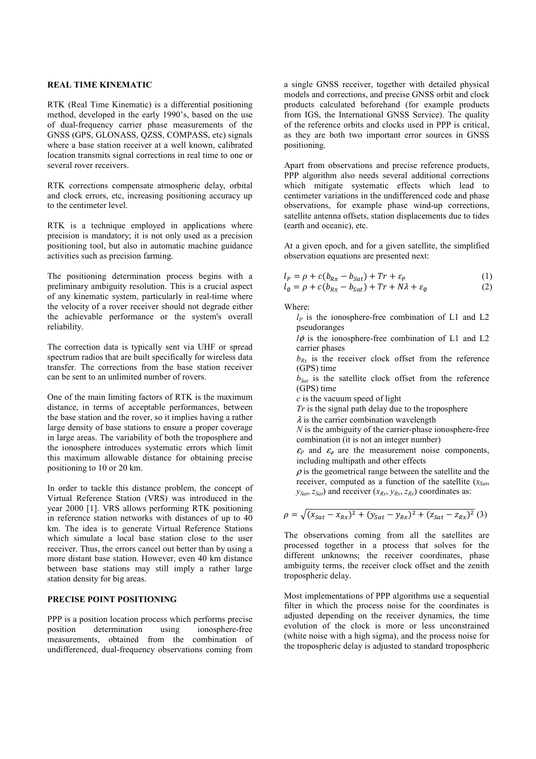### REAL TIME KINEMATIC

RTK (Real Time Kinematic) is a differential positioning method, developed in the early 1990's, based on the use of dual-frequency carrier phase measurements of the GNSS (GPS, GLONASS, QZSS, COMPASS, etc) signals where a base station receiver at a well known, calibrated location transmits signal corrections in real time to one or several rover receivers.

RTK corrections compensate atmospheric delay, orbital and clock errors, etc, increasing positioning accuracy up to the centimeter level.

RTK is a technique employed in applications where precision is mandatory; it is not only used as a precision positioning tool, but also in automatic machine guidance activities such as precision farming.

The positioning determination process begins with a preliminary ambiguity resolution. This is a crucial aspect of any kinematic system, particularly in real-time where the velocity of a rover receiver should not degrade either the achievable performance or the system's overall reliability.

The correction data is typically sent via UHF or spread spectrum radios that are built specifically for wireless data transfer. The corrections from the base station receiver can be sent to an unlimited number of rovers.

One of the main limiting factors of RTK is the maximum distance, in terms of acceptable performances, between the base station and the rover, so it implies having a rather large density of base stations to ensure a proper coverage in large areas. The variability of both the troposphere and the ionosphere introduces systematic errors which limit this maximum allowable distance for obtaining precise positioning to 10 or 20 km.

In order to tackle this distance problem, the concept of Virtual Reference Station (VRS) was introduced in the year 2000 [1]. VRS allows performing RTK positioning in reference station networks with distances of up to 40 km. The idea is to generate Virtual Reference Stations which simulate a local base station close to the user receiver. Thus, the errors cancel out better than by using a more distant base station. However, even 40 km distance between base stations may still imply a rather large station density for big areas.

### PRECISE POINT POSITIONING

PPP is a position location process which performs precise position determination using ionosphere-free measurements, obtained from the combination of undifferenced, dual-frequency observations coming from a single GNSS receiver, together with detailed physical models and corrections, and precise GNSS orbit and clock products calculated beforehand (for example products from IGS, the International GNSS Service). The quality of the reference orbits and clocks used in PPP is critical, as they are both two important error sources in GNSS positioning.

Apart from observations and precise reference products, PPP algorithm also needs several additional corrections which mitigate systematic effects which lead to centimeter variations in the undifferenced code and phase observations, for example phase wind-up corrections, satellite antenna offsets, station displacements due to tides (earth and oceanic), etc.

At a given epoch, and for a given satellite, the simplified observation equations are presented next:

$$l_P = \rho + c(b_{Rx} - b_{Sat}) + Tr + \varepsilon_P \quad (1)$$

$$l_\emptyset = \rho + c(b_{Rx} - b_{Sat}) + Tr + N\lambda + \varepsilon_\emptyset \quad (2)$$

Where:

- $l_P$ is the ionosphere-free combination of L1 and L2 pseudoranges
- $l\phi$ is the ionosphere-free combination of L1 and L2 carrier phases
- $b_{Rx}$ is the receiver clock offset from the reference (GPS) time
- $b_{Sat}$ is the satellite clock offset from the reference (GPS) time
- $c$ is the vacuum speed of light
- $Tr$ is the signal path delay due to the troposphere
- $\lambda$ is the carrier combination wavelength
- $N$ is the ambiguity of the carrier-phase ionosphere-free combination (it is not an integer number)
- $\varepsilon_P$ and $\varepsilon_\phi$ are the measurement noise components, including multipath and other effects
- $\rho$ is the geometrical range between the satellite and the receiver, computed as a function of the satellite ($x_{Sat}$, $y_{Sat}$, $z_{Sat}$) and receiver ($x_{Rx}$, $y_{Rx}$, $z_{Rx}$) coordinates as:

$$\rho = \sqrt{(x_{Sat} - x_{Rx})^2 + (y_{Sat} - y_{Rx})^2 + (z_{Sat} - z_{Rx})^2} \quad (3)$$

The observations coming from all the satellites are processed together in a process that solves for the different unknowns; the receiver coordinates, phase ambiguity terms, the receiver clock offset and the zenith tropospheric delay.

Most implementations of PPP algorithms use a sequential filter in which the process noise for the coordinates is adjusted depending on the receiver dynamics, the time evolution of the clock is more or less unconstrained (white noise with a high sigma), and the process noise for the tropospheric delay is adjusted to standard tropospheric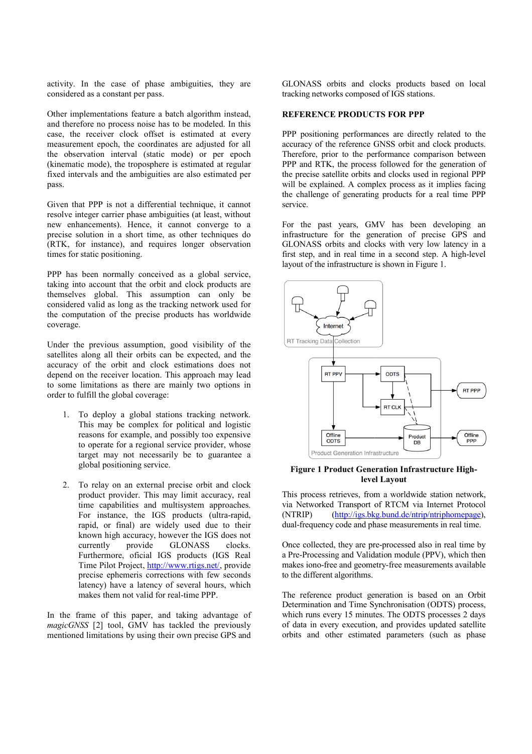activity. In the case of phase ambiguities, they are considered as a constant per pass.

Other implementations feature a batch algorithm instead, and therefore no process noise has to be modeled. In this case, the receiver clock offset is estimated at every measurement epoch, the coordinates are adjusted for all the observation interval (static mode) or per epoch (kinematic mode), the troposphere is estimated at regular fixed intervals and the ambiguities are also estimated per pass.

Given that PPP is not a differential technique, it cannot resolve integer carrier phase ambiguities (at least, without new enhancements). Hence, it cannot converge to a precise solution in a short time, as other techniques do (RTK, for instance), and requires longer observation times for static positioning.

PPP has been normally conceived as a global service, taking into account that the orbit and clock products are themselves global. This assumption can only be considered valid as long as the tracking network used for the computation of the precise products has worldwide coverage.

Under the previous assumption, good visibility of the satellites along all their orbits can be expected, and the accuracy of the orbit and clock estimations does not depend on the receiver location. This approach may lead to some limitations as there are mainly two options in order to fulfill the global coverage:

1. To deploy a global stations tracking network. This may be complex for political and logistic reasons for example, and possibly too expensive to operate for a regional service provider, whose target may not necessarily be to guarantee a global positioning service.

2. To relay on an external precise orbit and clock product provider. This may limit accuracy, real time capabilities and multisystem approaches. For instance, the IGS products (ultra-rapid, rapid, or final) are widely used due to their known high accuracy, however the IGS does not currently provide GLONASS clocks. Furthermore, oficial IGS products (IGS Real Time Pilot Project, http://www.rtigs.net/, provide precise ephemeris corrections with few seconds latency) have a latency of several hours, which makes them not valid for real-time PPP.

In the frame of this paper, and taking advantage of *magicGNSS* [2] tool, GMV has tackled the previously mentioned limitations by using their own precise GPS and GLONASS orbits and clocks products based on local tracking networks composed of IGS stations.

## REFERENCE PRODUCTS FOR PPP

PPP positioning performances are directly related to the accuracy of the reference GNSS orbit and clock products. Therefore, prior to the performance comparison between PPP and RTK, the process followed for the generation of the precise satellite orbits and clocks used in regional PPP will be explained. A complex process as it implies facing the challenge of generating products for a real time PPP service.

For the past years, GMV has been developing an infrastructure for the generation of precise GPS and GLONASS orbits and clocks with very low latency in a first step, and in real time in a second step. A high-level layout of the infrastructure is shown in Figure 1.

**Figure 1 Product Generation Infrastructure High-level Layout**

This process retrieves, from a worldwide station network, via Networked Transport of RTCM via Internet Protocol (NTRIP) (http://igs.bkg.bund.de/ntrip/ntriphomepage), dual-frequency code and phase measurements in real time.

Once collected, they are pre-processed also in real time by a Pre-Processing and Validation module (PPV), which then makes iono-free and geometry-free measurements available to the different algorithms.

The reference product generation is based on an Orbit Determination and Time Synchronisation (ODTS) process, which runs every 15 minutes. The ODTS processes 2 days of data in every execution, and provides updated satellite orbits and other estimated parameters (such as phase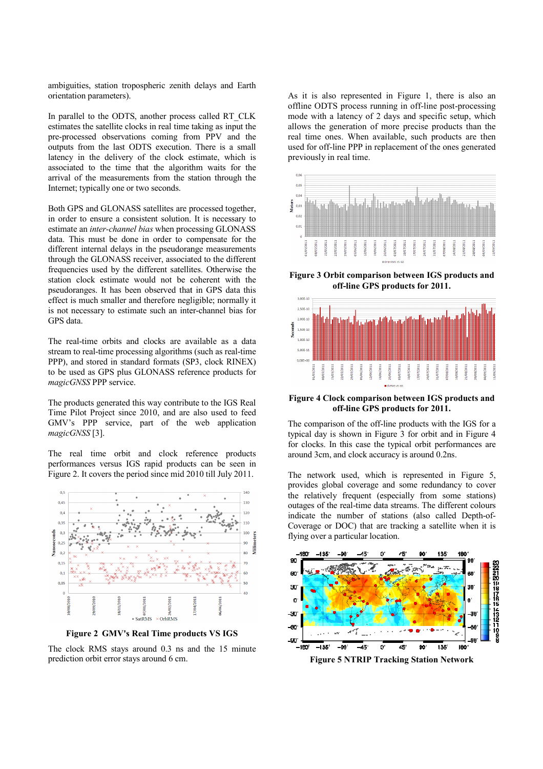ambiguities, station tropospheric zenith delays and Earth orientation parameters).

In parallel to the ODTS, another process called RT_CLK estimates the satellite clocks in real time taking as input the pre-processed observations coming from PPV and the outputs from the last ODTS execution. There is a small latency in the delivery of the clock estimate, which is associated to the time that the algorithm waits for the arrival of the measurements from the station through the Internet; typically one or two seconds.

Both GPS and GLONASS satellites are processed together, in order to ensure a consistent solution. It is necessary to estimate an *inter-channel bias* when processing GLONASS data. This must be done in order to compensate for the different internal delays in the pseudorange measurements through the GLONASS receiver, associated to the different frequencies used by the different satellites. Otherwise the station clock estimate would not be coherent with the pseudoranges. It has been observed that in GPS data this effect is much smaller and therefore negligible; normally it is not necessary to estimate such an inter-channel bias for GPS data.

The real-time orbits and clocks are available as a data stream to real-time processing algorithms (such as real-time PPP), and stored in standard formats (SP3, clock RINEX) to be used as GPS plus GLONASS reference products for *magicGNSS* PPP service.

The products generated this way contribute to the IGS Real Time Pilot Project since 2010, and are also used to feed GMV's PPP service, part of the web application *magicGNSS* [3].

The real time orbit and clock reference products performances versus IGS rapid products can be seen in Figure 2. It covers the period since mid 2010 till July 2011.

**Figure 2 GMV's Real Time products VS IGS**

The clock RMS stays around 0.3 ns and the 15 minute prediction orbit error stays around 6 cm.

As it is also represented in Figure 1, there is also an offline ODTS process running in off-line post-processing mode with a latency of 2 days and specific setup, which allows the generation of more precise products than the real time ones. When available, such products are then used for off-line PPP in replacement of the ones generated previously in real time.

**Figure 3 Orbit comparison between IGS products and off-line GPS products for 2011.**

**Figure 4 Clock comparison between IGS products and off-line GPS products for 2011.**

The comparison of the off-line products with the IGS for a typical day is shown in Figure 3 for orbit and in Figure 4 for clocks. In this case the typical orbit performances are around 3cm, and clock accuracy is around 0.2ns.

The network used, which is represented in Figure 5, provides global coverage and some redundancy to cover the relatively frequent (especially from some stations) outages of the real-time data streams. The different colours indicate the number of stations (also called Depth-of-Coverage or DOC) that are tracking a satellite when it is flying over a particular location.

**Figure 5 NTRIP Tracking Station Network**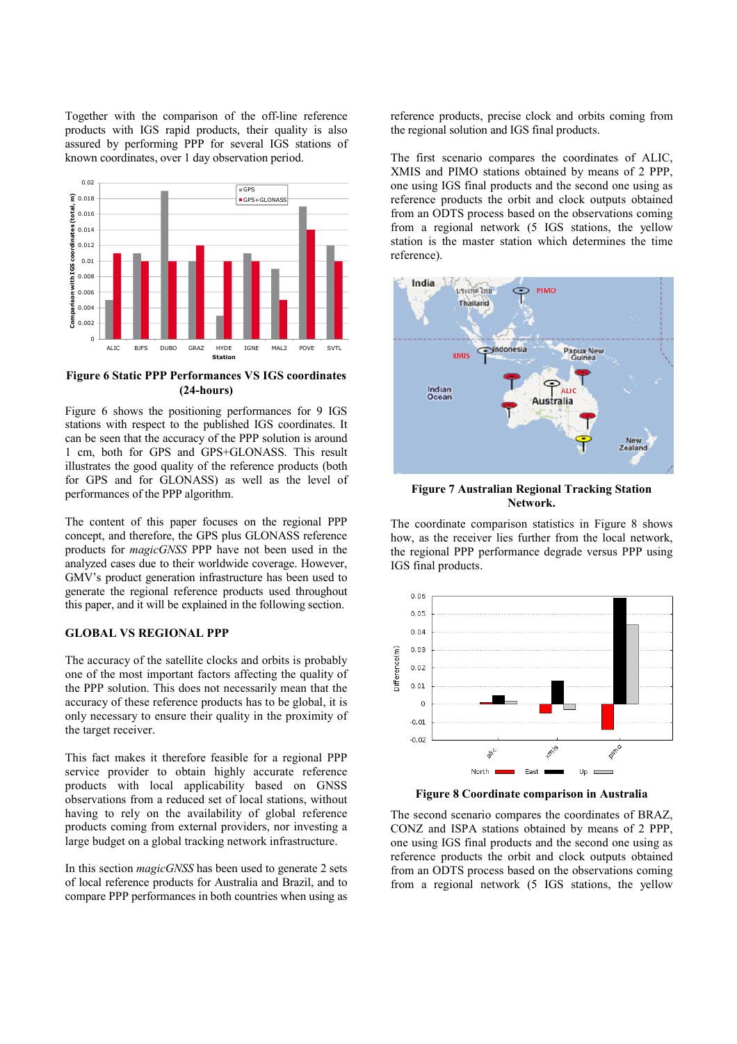Together with the comparison of the off-line reference products with IGS rapid products, their quality is also assured by performing PPP for several IGS stations of known coordinates, over 1 day observation period.

**Figure 6 Static PPP Performances VS IGS coordinates (24-hours)**

Figure 6 shows the positioning performances for 9 IGS stations with respect to the published IGS coordinates. It can be seen that the accuracy of the PPP solution is around 1 cm, both for GPS and GPS+GLONASS. This result illustrates the good quality of the reference products (both for GPS and for GLONASS) as well as the level of performances of the PPP algorithm.

The content of this paper focuses on the regional PPP concept, and therefore, the GPS plus GLONASS reference products for *magicGNSS* PPP have not been used in the analyzed cases due to their worldwide coverage. However, GMV's product generation infrastructure has been used to generate the regional reference products used throughout this paper, and it will be explained in the following section.

## GLOBAL VS REGIONAL PPP

The accuracy of the satellite clocks and orbits is probably one of the most important factors affecting the quality of the PPP solution. This does not necessarily mean that the accuracy of these reference products has to be global, it is only necessary to ensure their quality in the proximity of the target receiver.

This fact makes it therefore feasible for a regional PPP service provider to obtain highly accurate reference products with local applicability based on GNSS observations from a reduced set of local stations, without having to rely on the availability of global reference products coming from external providers, nor investing a large budget on a global tracking network infrastructure.

In this section *magicGNSS* has been used to generate 2 sets of local reference products for Australia and Brazil, and to compare PPP performances in both countries when using as reference products, precise clock and orbits coming from the regional solution and IGS final products.

The first scenario compares the coordinates of ALIC, XMIS and PIMO stations obtained by means of 2 PPP, one using IGS final products and the second one using as reference products the orbit and clock outputs obtained from an ODTS process based on the observations coming from a regional network (5 IGS stations, the yellow station is the master station which determines the time reference).

**Figure 7 Australian Regional Tracking Station Network.**

The coordinate comparison statistics in Figure 8 shows how, as the receiver lies further from the local network, the regional PPP performance degrade versus PPP using IGS final products.

**Figure 8 Coordinate comparison in Australia**

The second scenario compares the coordinates of BRAZ, CONZ and ISPA stations obtained by means of 2 PPP, one using IGS final products and the second one using as reference products the orbit and clock outputs obtained from an ODTS process based on the observations coming from a regional network (5 IGS stations, the yellow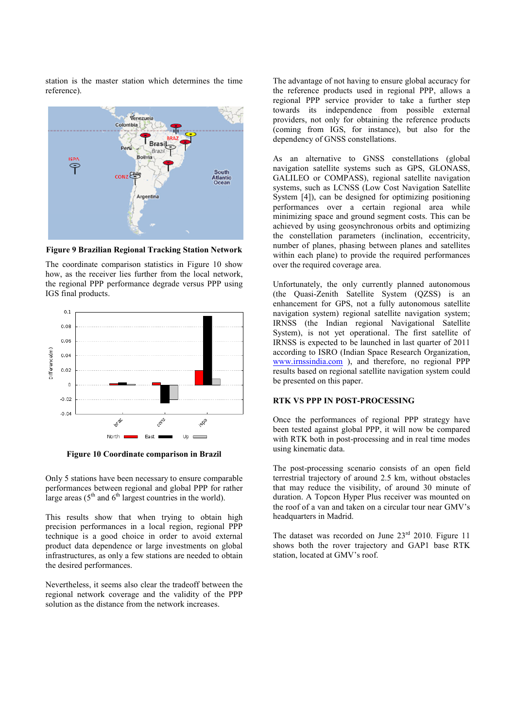station is the master station which determines the time reference).

**Figure 9 Brazilian Regional Tracking Station Network**

The coordinate comparison statistics in Figure 10 show how, as the receiver lies further from the local network, the regional PPP performance degrade versus PPP using IGS final products.

**Figure 10 Coordinate comparison in Brazil**

Only 5 stations have been necessary to ensure comparable performances between regional and global PPP for rather large areas (5th and 6th largest countries in the world).

This results show that when trying to obtain high precision performances in a local region, regional PPP technique is a good choice in order to avoid external product data dependence or large investments on global infrastructures, as only a few stations are needed to obtain the desired performances.

Nevertheless, it seems also clear the tradeoff between the regional network coverage and the validity of the PPP solution as the distance from the network increases.

The advantage of not having to ensure global accuracy for the reference products used in regional PPP, allows a regional PPP service provider to take a further step towards its independence from possible external providers, not only for obtaining the reference products (coming from IGS, for instance), but also for the dependency of GNSS constellations.

As an alternative to GNSS constellations (global navigation satellite systems such as GPS, GLONASS, GALILEO or COMPASS), regional satellite navigation systems, such as LCNSS (Low Cost Navigation Satellite System [4]), can be designed for optimizing positioning performances over a certain regional area while minimizing space and ground segment costs. This can be achieved by using geosynchronous orbits and optimizing the constellation parameters (inclination, eccentricity, number of planes, phasing between planes and satellites within each plane) to provide the required performances over the required coverage area.

Unfortunately, the only currently planned autonomous (the Quasi-Zenith Satellite System (QZSS) is an enhancement for GPS, not a fully autonomous satellite navigation system) regional satellite navigation system; IRNSS (the Indian regional Navigational Satellite System), is not yet operational. The first satellite of IRNSS is expected to be launched in last quarter of 2011 according to ISRO (Indian Space Research Organization, www.irnssindia.com ), and therefore, no regional PPP results based on regional satellite navigation system could be presented on this paper.

## RTK VS PPP IN POST-PROCESSING

Once the performances of regional PPP strategy have been tested against global PPP, it will now be compared with RTK both in post-processing and in real time modes using kinematic data.

The post-processing scenario consists of an open field terrestrial trajectory of around 2.5 km, without obstacles that may reduce the visibility, of around 30 minute of duration. A Topcon Hyper Plus receiver was mounted on the roof of a van and taken on a circular tour near GMV's headquarters in Madrid.

The dataset was recorded on June 23rd 2010. Figure 11 shows both the rover trajectory and GAP1 base RTK station, located at GMV's roof.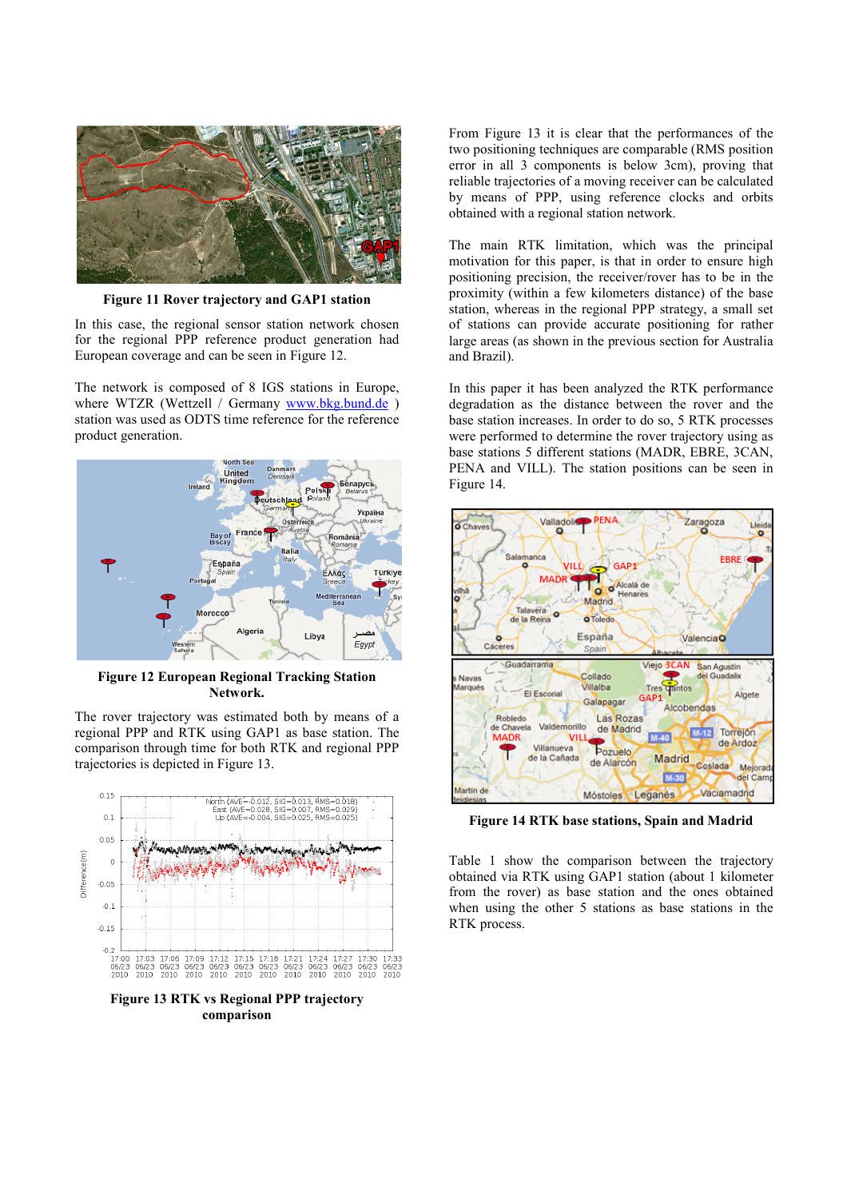**Figure 11 Rover trajectory and GAP1 station**

In this case, the regional sensor station network chosen for the regional PPP reference product generation had European coverage and can be seen in Figure 12.

The network is composed of 8 IGS stations in Europe, where WTZR (Wettzell / Germany www.bkg.bund.de ) station was used as ODTS time reference for the reference product generation.

**Figure 12 European Regional Tracking Station Network.**

The rover trajectory was estimated both by means of a regional PPP and RTK using GAP1 as base station. The comparison through time for both RTK and regional PPP trajectories is depicted in Figure 13.

**Figure 13 RTK vs Regional PPP trajectory comparison**

From Figure 13 it is clear that the performances of the two positioning techniques are comparable (RMS position error in all 3 components is below 3cm), proving that reliable trajectories of a moving receiver can be calculated by means of PPP, using reference clocks and orbits obtained with a regional station network.

The main RTK limitation, which was the principal motivation for this paper, is that in order to ensure high positioning precision, the receiver/rover has to be in the proximity (within a few kilometers distance) of the base station, whereas in the regional PPP strategy, a small set of stations can provide accurate positioning for rather large areas (as shown in the previous section for Australia and Brazil).

In this paper it has been analyzed the RTK performance degradation as the distance between the rover and the base station increases. In order to do so, 5 RTK processes were performed to determine the rover trajectory using as base stations 5 different stations (MADR, EBRE, 3CAN, PENA and VILL). The station positions can be seen in Figure 14.

**Figure 14 RTK base stations, Spain and Madrid**

Table 1 show the comparison between the trajectory obtained via RTK using GAP1 station (about 1 kilometer from the rover) as base station and the ones obtained when using the other 5 stations as base stations in the RTK process.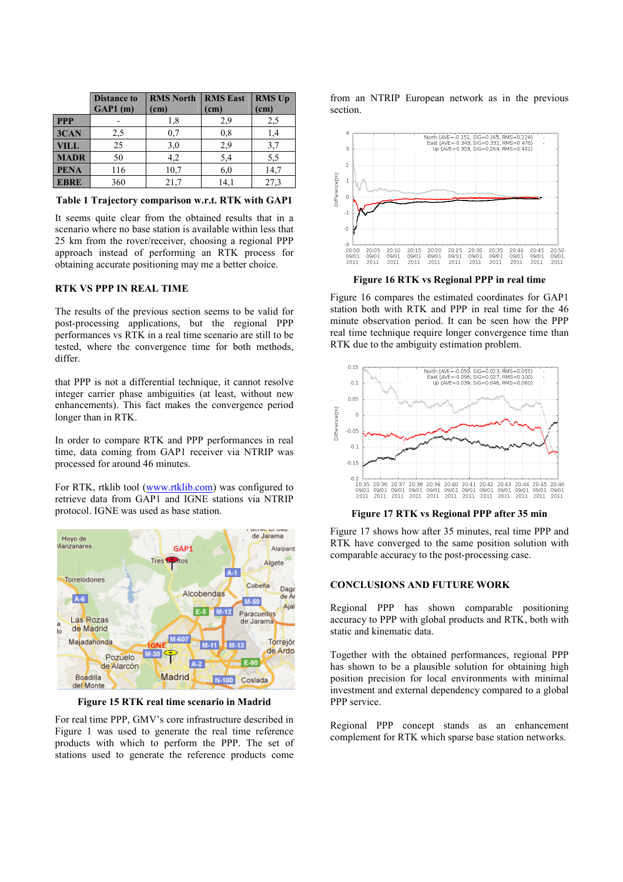| | Distance to GAP1 (m) | RMS North (cm) | RMS East (cm) | RMS Up (cm) |
|---|---|---|---|---|
| **PPP** | - | 1,8 | 2,9 | 2,5 |
| **3CAN** | 2,5 | 0,7 | 0,8 | 1,4 |
| **VILL** | 25 | 3,0 | 2,9 | 3,7 |
| **MADR** | 50 | 4,2 | 5,4 | 5,5 |
| **PENA** | 116 | 10,7 | 6,0 | 14,7 |
| **EBRE** | 360 | 21,7 | 14,1 | 27,3 |

**Table 1 Trajectory comparison w.r.t. RTK with GAP1**

It seems quite clear from the obtained results that in a scenario where no base station is available within less that 25 km from the rover/receiver, choosing a regional PPP approach instead of performing an RTK process for obtaining accurate positioning may me a better choice.

## RTK VS PPP IN REAL TIME

The results of the previous section seems to be valid for post-processing applications, but the regional PPP performances vs RTK in a real time scenario are still to be tested, where the convergence time for both methods, differ.

that PPP is not a differential technique, it cannot resolve integer carrier phase ambiguities (at least, without new enhancements). This fact makes the convergence period longer than in RTK.

In order to compare RTK and PPP performances in real time, data coming from GAP1 receiver via NTRIP was processed for around 46 minutes.

For RTK, rtklib tool (www.rtklib.com) was configured to retrieve data from GAP1 and IGNE stations via NTRIP protocol. IGNE was used as base station.

**Figure 15 RTK real time scenario in Madrid**

For real time PPP, GMV's core infrastructure described in Figure 1 was used to generate the real time reference products with which to perform the PPP. The set of stations used to generate the reference products come from an NTRIP European network as in the previous section.

**Figure 16 RTK vs Regional PPP in real time**

Figure 16 compares the estimated coordinates for GAP1 station both with RTK and PPP in real time for the 46 minute observation period. It can be seen how the PPP real time technique require longer convergence time than RTK due to the ambiguity estimation problem.

**Figure 17 RTK vs Regional PPP after 35 min**

Figure 17 shows how after 35 minutes, real time PPP and RTK have converged to the same position solution with comparable accuracy to the post-processing case.

## CONCLUSIONS AND FUTURE WORK

Regional PPP has shown comparable positioning accuracy to PPP with global products and RTK, both with static and kinematic data.

Together with the obtained performances, regional PPP has shown to be a plausible solution for obtaining high position precision for local environments with minimal investment and external dependency compared to a global PPP service.

Regional PPP concept stands as an enhancement complement for RTK which sparse base station networks.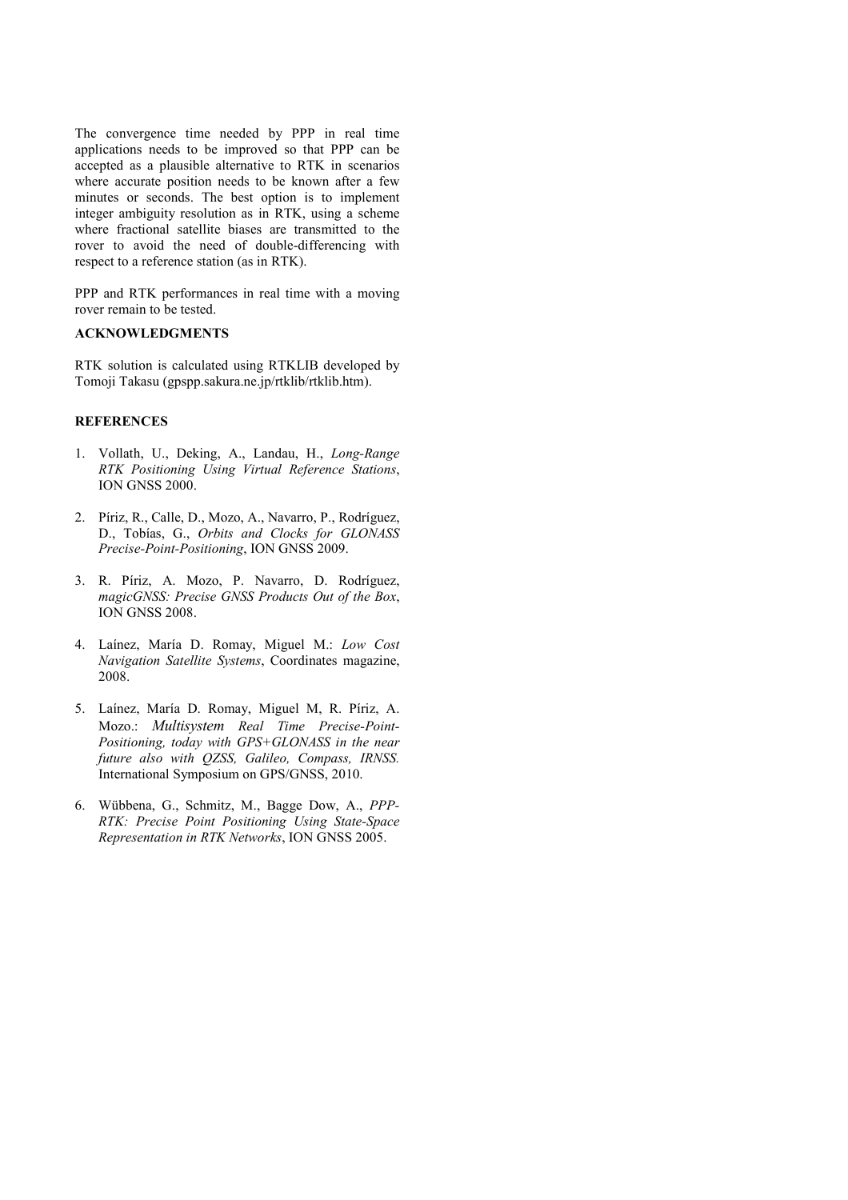The convergence time needed by PPP in real time applications needs to be improved so that PPP can be accepted as a plausible alternative to RTK in scenarios where accurate position needs to be known after a few minutes or seconds. The best option is to implement integer ambiguity resolution as in RTK, using a scheme where fractional satellite biases are transmitted to the rover to avoid the need of double-differencing with respect to a reference station (as in RTK).

PPP and RTK performances in real time with a moving rover remain to be tested.

## ACKNOWLEDGMENTS

RTK solution is calculated using RTKLIB developed by Tomoji Takasu (gpspp.sakura.ne.jp/rtklib/rtklib.htm).

## REFERENCES

1. Vollath, U., Deking, A., Landau, H., *Long-Range RTK Positioning Using Virtual Reference Stations*, ION GNSS 2000.

2. Píriz, R., Calle, D., Mozo, A., Navarro, P., Rodríguez, D., Tobías, G., *Orbits and Clocks for GLONASS Precise-Point-Positioning*, ION GNSS 2009.

3. R. Píriz, A. Mozo, P. Navarro, D. Rodríguez, *magicGNSS: Precise GNSS Products Out of the Box*, ION GNSS 2008.

4. Laínez, María D. Romay, Miguel M.: *Low Cost Navigation Satellite Systems*, Coordinates magazine, 2008.

5. Laínez, María D. Romay, Miguel M, R. Píriz, A. Mozo.: *Multisystem Real Time Precise-Point-Positioning, today with GPS+GLONASS in the near future also with QZSS, Galileo, Compass, IRNSS.* International Symposium on GPS/GNSS, 2010.

6. Wübbena, G., Schmitz, M., Bagge Dow, A., *PPP-RTK: Precise Point Positioning Using State-Space Representation in RTK Networks*, ION GNSS 2005.